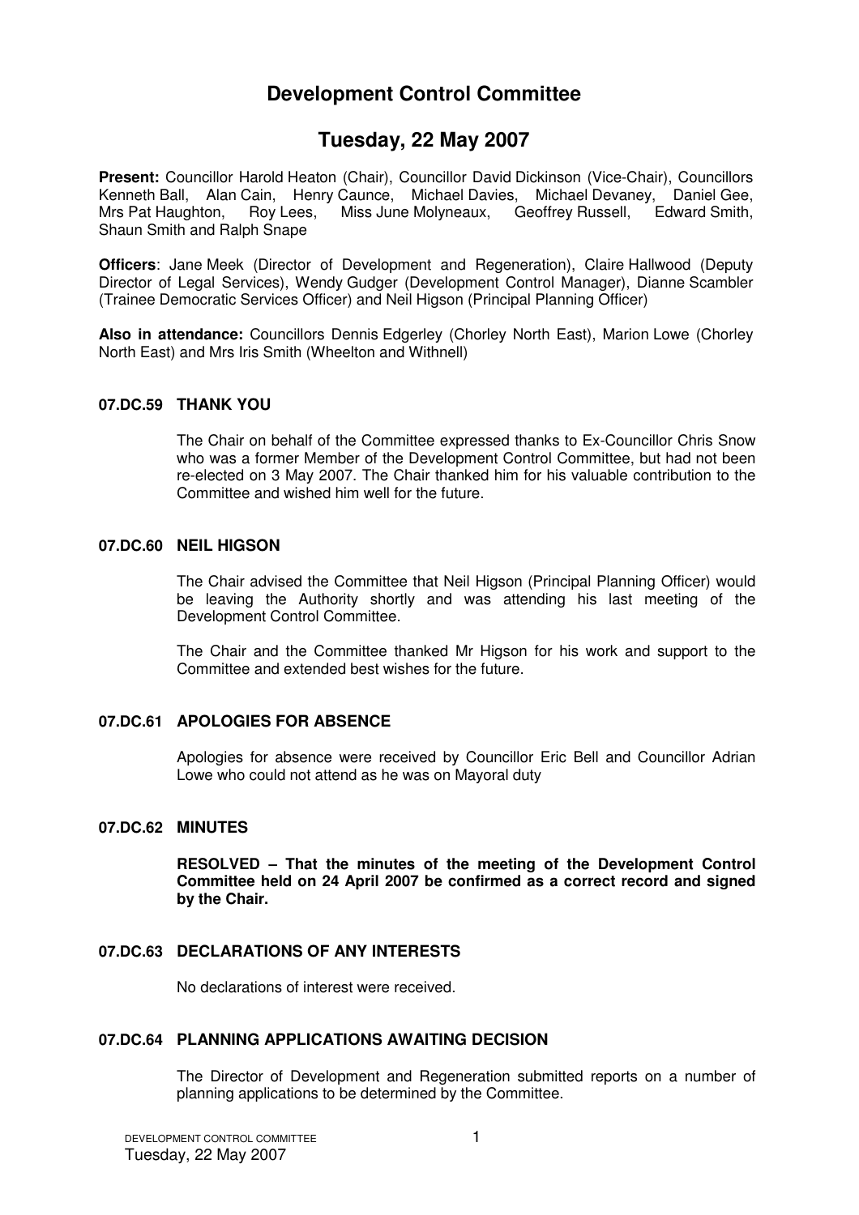# Development Control Committee

## Tuesday, 22 May 2007

**Present:** Councillor Harold Heaton (Chair), Councillor David Dickinson (Vice-Chair), Councillors Kenneth Ball, Alan Cain, Henry Caunce, Michael Davies, Michael Devaney, Daniel Gee, Mrs Pat Haughton, Roy Lees, Miss June Molyneaux, Geoffrey Russell, Edward Smith, Shaun Smith and Ralph Snape

**Officers**: Jane Meek (Director of Development and Regeneration), Claire Hallwood (Deputy Director of Legal Services), Wendy Gudger (Development Control Manager), Dianne Scambler (Trainee Democratic Services Officer) and Neil Higson (Principal Planning Officer)

**Also in attendance:** Councillors Dennis Edgerley (Chorley North East), Marion Lowe (Chorley North East) and Mrs Iris Smith (Wheelton and Withnell)

### 07.DC.59 THANK YOU

The Chair on behalf of the Committee expressed thanks to Ex-Councillor Chris Snow who was a former Member of the Development Control Committee, but had not been re-elected on 3 May 2007. The Chair thanked him for his valuable contribution to the Committee and wished him well for the future.

### 07.DC.60 NEIL HIGSON

The Chair advised the Committee that Neil Higson (Principal Planning Officer) would be leaving the Authority shortly and was attending his last meeting of the Development Control Committee.

The Chair and the Committee thanked Mr Higson for his work and support to the Committee and extended best wishes for the future.

### 07.DC.61 APOLOGIES FOR ABSENCE

Apologies for absence were received by Councillor Eric Bell and Councillor Adrian Lowe who could not attend as he was on Mayoral duty

### 07.DC.62 MINUTES

**RESOLVED – That the minutes of the meeting of the Development Control Committee held on 24 April 2007 be confirmed as a correct record and signed by the Chair.**

### 07.DC.63 DECLARATIONS OF ANY INTERESTS

No declarations of interest were received.

### 07.DC.64 PLANNING APPLICATIONS AWAITING DECISION

The Director of Development and Regeneration submitted reports on a number of planning applications to be determined by the Committee.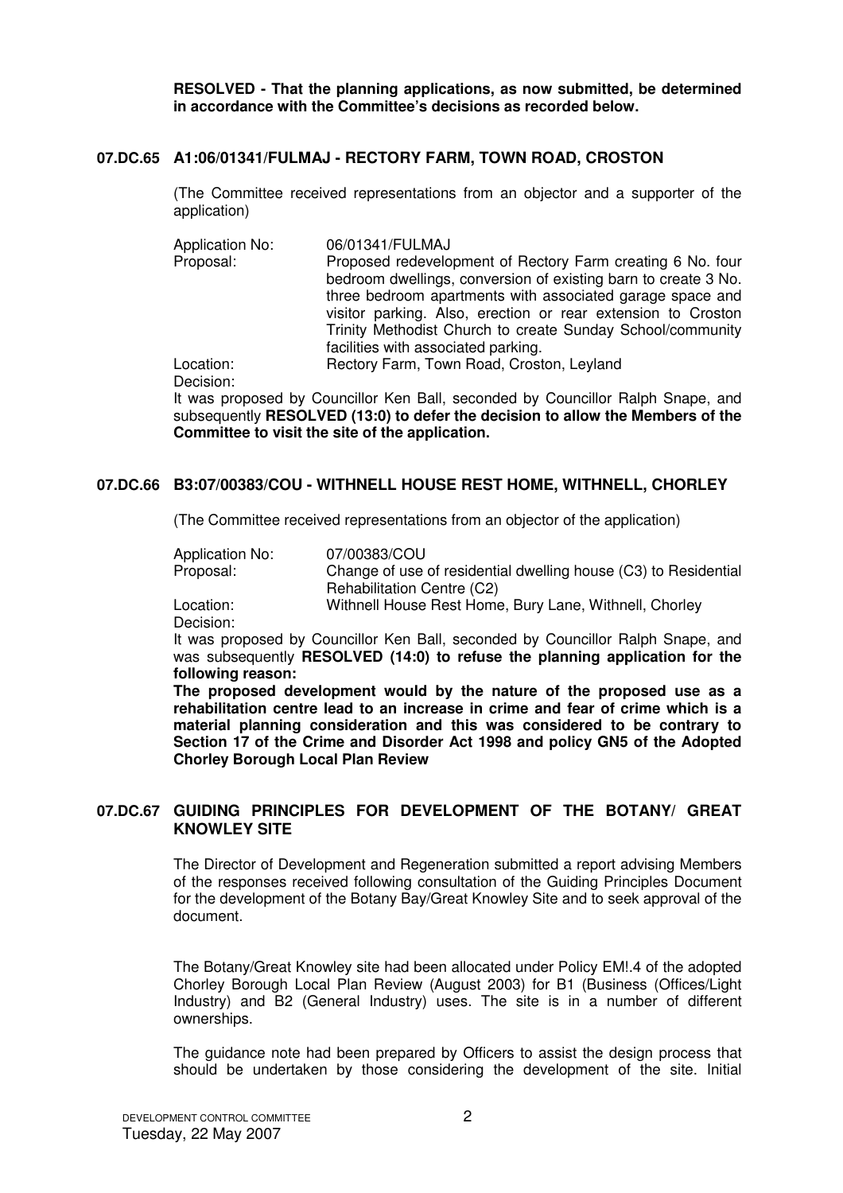**RESOLVED - That the planning applications, as now submitted, be determined in accordance with the Committee's decisions as recorded below.**

## 07.DC.65 A1:06/01341/FULMAJ - RECTORY FARM, TOWN ROAD, CROSTON

(The Committee received representations from an objector and a supporter of the application)

| | |
|---|---|
| Application No: | 06/01341/FULMAJ |
| Proposal: | Proposed redevelopment of Rectory Farm creating 6 No. four bedroom dwellings, conversion of existing barn to create 3 No. three bedroom apartments with associated garage space and visitor parking. Also, erection or rear extension to Croston Trinity Methodist Church to create Sunday School/community facilities with associated parking. |
| Location: | Rectory Farm, Town Road, Croston, Leyland |
| Decision: | |

It was proposed by Councillor Ken Ball, seconded by Councillor Ralph Snape, and subsequently **RESOLVED (13:0) to defer the decision to allow the Members of the Committee to visit the site of the application.**

## 07.DC.66 B3:07/00383/COU - WITHNELL HOUSE REST HOME, WITHNELL, CHORLEY

(The Committee received representations from an objector of the application)

| | |
|---|---|
| Application No: | 07/00383/COU |
| Proposal: | Change of use of residential dwelling house (C3) to Residential Rehabilitation Centre (C2) |
| Location: | Withnell House Rest Home, Bury Lane, Withnell, Chorley |
| Decision: | |

It was proposed by Councillor Ken Ball, seconded by Councillor Ralph Snape, and was subsequently **RESOLVED (14:0) to refuse the planning application for the following reason:**

**The proposed development would by the nature of the proposed use as a rehabilitation centre lead to an increase in crime and fear of crime which is a material planning consideration and this was considered to be contrary to Section 17 of the Crime and Disorder Act 1998 and policy GN5 of the Adopted Chorley Borough Local Plan Review**

## 07.DC.67 GUIDING PRINCIPLES FOR DEVELOPMENT OF THE BOTANY/ GREAT KNOWLEY SITE

The Director of Development and Regeneration submitted a report advising Members of the responses received following consultation of the Guiding Principles Document for the development of the Botany Bay/Great Knowley Site and to seek approval of the document.

The Botany/Great Knowley site had been allocated under Policy EM!.4 of the adopted Chorley Borough Local Plan Review (August 2003) for B1 (Business (Offices/Light Industry) and B2 (General Industry) uses. The site is in a number of different ownerships.

The guidance note had been prepared by Officers to assist the design process that should be undertaken by those considering the development of the site. Initial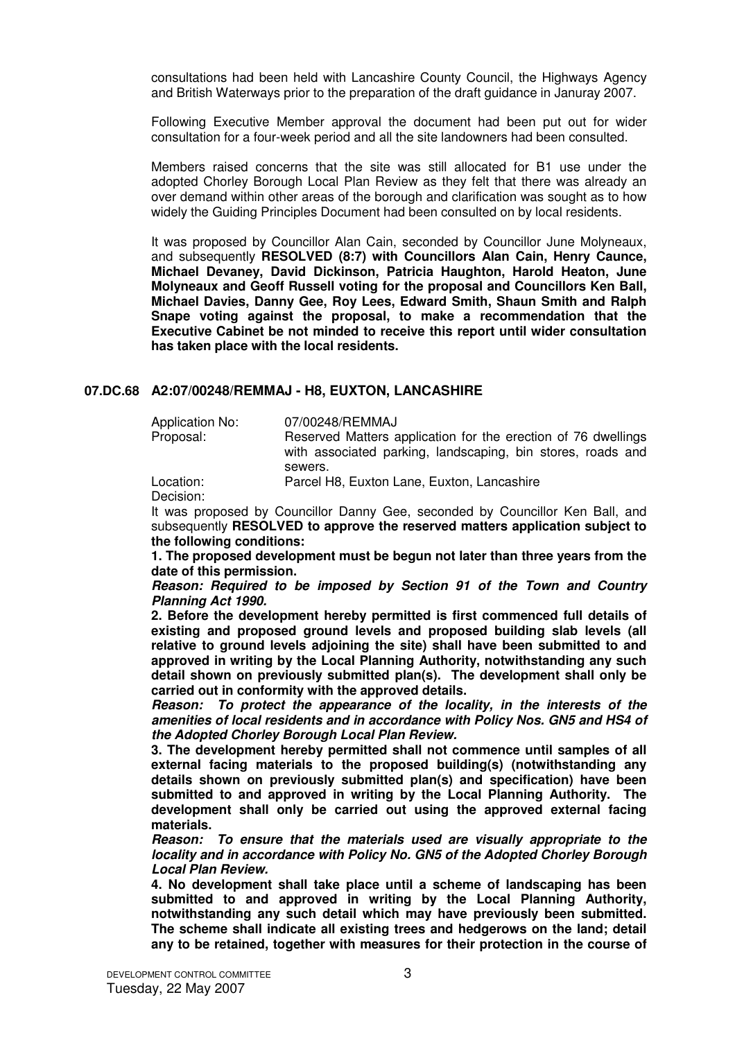consultations had been held with Lancashire County Council, the Highways Agency and British Waterways prior to the preparation of the draft guidance in Januray 2007.

Following Executive Member approval the document had been put out for wider consultation for a four-week period and all the site landowners had been consulted.

Members raised concerns that the site was still allocated for B1 use under the adopted Chorley Borough Local Plan Review as they felt that there was already an over demand within other areas of the borough and clarification was sought as to how widely the Guiding Principles Document had been consulted on by local residents.

It was proposed by Councillor Alan Cain, seconded by Councillor June Molyneaux, and subsequently **RESOLVED (8:7) with Councillors Alan Cain, Henry Caunce, Michael Devaney, David Dickinson, Patricia Haughton, Harold Heaton, June Molyneaux and Geoff Russell voting for the proposal and Councillors Ken Ball, Michael Davies, Danny Gee, Roy Lees, Edward Smith, Shaun Smith and Ralph Snape voting against the proposal, to make a recommendation that the Executive Cabinet be not minded to receive this report until wider consultation has taken place with the local residents.**

## 07.DC.68 A2:07/00248/REMMAJ - H8, EUXTON, LANCASHIRE

Application No: 07/00248/REMMAJ
Proposal: Reserved Matters application for the erection of 76 dwellings with associated parking, landscaping, bin stores, roads and sewers.
Location: Parcel H8, Euxton Lane, Euxton, Lancashire
Decision:

It was proposed by Councillor Danny Gee, seconded by Councillor Ken Ball, and subsequently **RESOLVED to approve the reserved matters application subject to the following conditions:**

**1. The proposed development must be begun not later than three years from the date of this permission.**

***Reason: Required to be imposed by Section 91 of the Town and Country Planning Act 1990.***

**2. Before the development hereby permitted is first commenced full details of existing and proposed ground levels and proposed building slab levels (all relative to ground levels adjoining the site) shall have been submitted to and approved in writing by the Local Planning Authority, notwithstanding any such detail shown on previously submitted plan(s). The development shall only be carried out in conformity with the approved details.**

***Reason: To protect the appearance of the locality, in the interests of the amenities of local residents and in accordance with Policy Nos. GN5 and HS4 of the Adopted Chorley Borough Local Plan Review.***

**3. The development hereby permitted shall not commence until samples of all external facing materials to the proposed building(s) (notwithstanding any details shown on previously submitted plan(s) and specification) have been submitted to and approved in writing by the Local Planning Authority. The development shall only be carried out using the approved external facing materials.**

***Reason: To ensure that the materials used are visually appropriate to the locality and in accordance with Policy No. GN5 of the Adopted Chorley Borough Local Plan Review.***

**4. No development shall take place until a scheme of landscaping has been submitted to and approved in writing by the Local Planning Authority, notwithstanding any such detail which may have previously been submitted. The scheme shall indicate all existing trees and hedgerows on the land; detail any to be retained, together with measures for their protection in the course of**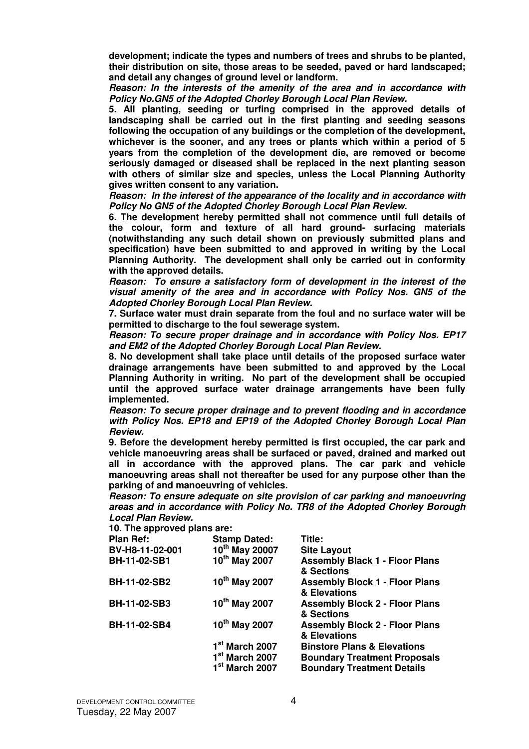**development; indicate the types and numbers of trees and shrubs to be planted, their distribution on site, those areas to be seeded, paved or hard landscaped; and detail any changes of ground level or landform.**

***Reason: In the interests of the amenity of the area and in accordance with Policy No.GN5 of the Adopted Chorley Borough Local Plan Review.***

**5. All planting, seeding or turfing comprised in the approved details of landscaping shall be carried out in the first planting and seeding seasons following the occupation of any buildings or the completion of the development, whichever is the sooner, and any trees or plants which within a period of 5 years from the completion of the development die, are removed or become seriously damaged or diseased shall be replaced in the next planting season with others of similar size and species, unless the Local Planning Authority gives written consent to any variation.**

***Reason: In the interest of the appearance of the locality and in accordance with Policy No GN5 of the Adopted Chorley Borough Local Plan Review.***

**6. The development hereby permitted shall not commence until full details of the colour, form and texture of all hard ground- surfacing materials (notwithstanding any such detail shown on previously submitted plans and specification) have been submitted to and approved in writing by the Local Planning Authority. The development shall only be carried out in conformity with the approved details.**

***Reason: To ensure a satisfactory form of development in the interest of the visual amenity of the area and in accordance with Policy Nos. GN5 of the Adopted Chorley Borough Local Plan Review.***

**7. Surface water must drain separate from the foul and no surface water will be permitted to discharge to the foul sewerage system.**

***Reason: To secure proper drainage and in accordance with Policy Nos. EP17 and EM2 of the Adopted Chorley Borough Local Plan Review.***

**8. No development shall take place until details of the proposed surface water drainage arrangements have been submitted to and approved by the Local Planning Authority in writing. No part of the development shall be occupied until the approved surface water drainage arrangements have been fully implemented.**

***Reason: To secure proper drainage and to prevent flooding and in accordance with Policy Nos. EP18 and EP19 of the Adopted Chorley Borough Local Plan Review.***

**9. Before the development hereby permitted is first occupied, the car park and vehicle manoeuvring areas shall be surfaced or paved, drained and marked out all in accordance with the approved plans. The car park and vehicle manoeuvring areas shall not thereafter be used for any purpose other than the parking of and manoeuvring of vehicles.**

***Reason: To ensure adequate on site provision of car parking and manoeuvring areas and in accordance with Policy No. TR8 of the Adopted Chorley Borough Local Plan Review.***

**10. The approved plans are:**

| Plan Ref: | Stamp Dated: | Title: |
|---|---|---|
| BV-H8-11-02-001 | 10th May 20007 | Site Layout |
| BH-11-02-SB1 | 10th May 2007 | Assembly Black 1 - Floor Plans & Sections |
| BH-11-02-SB2 | 10th May 2007 | Assembly Block 1 - Floor Plans & Elevations |
| BH-11-02-SB3 | 10th May 2007 | Assembly Block 2 - Floor Plans & Sections |
| BH-11-02-SB4 | 10th May 2007 | Assembly Block 2 - Floor Plans & Elevations |
| | 1st March 2007 | Binstore Plans & Elevations |
| | 1st March 2007 | Boundary Treatment Proposals |
| | 1st March 2007 | Boundary Treatment Details |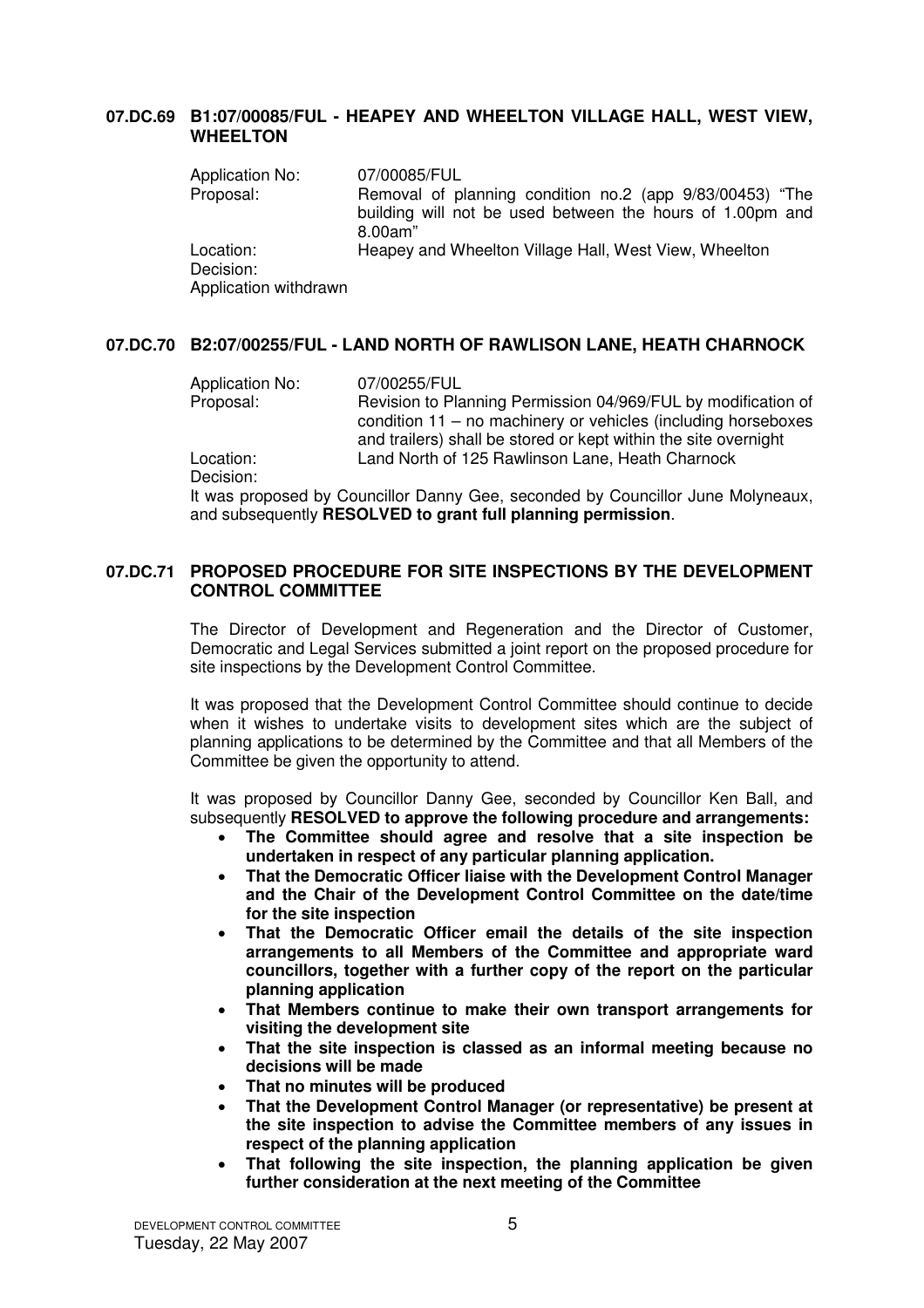### 07.DC.69 B1:07/00085/FUL - HEAPEY AND WHEELTON VILLAGE HALL, WEST VIEW, WHEELTON

Application No: 07/00085/FUL
Proposal: Removal of planning condition no.2 (app 9/83/00453) "The building will not be used between the hours of 1.00pm and 8.00am"
Location: Heapey and Wheelton Village Hall, West View, Wheelton
Decision:
Application withdrawn

### 07.DC.70 B2:07/00255/FUL - LAND NORTH OF RAWLISON LANE, HEATH CHARNOCK

Application No: 07/00255/FUL
Proposal: Revision to Planning Permission 04/969/FUL by modification of condition 11 – no machinery or vehicles (including horseboxes and trailers) shall be stored or kept within the site overnight
Location: Land North of 125 Rawlinson Lane, Heath Charnock
Decision:
It was proposed by Councillor Danny Gee, seconded by Councillor June Molyneaux, and subsequently **RESOLVED to grant full planning permission**.

### 07.DC.71 PROPOSED PROCEDURE FOR SITE INSPECTIONS BY THE DEVELOPMENT CONTROL COMMITTEE

The Director of Development and Regeneration and the Director of Customer, Democratic and Legal Services submitted a joint report on the proposed procedure for site inspections by the Development Control Committee.

It was proposed that the Development Control Committee should continue to decide when it wishes to undertake visits to development sites which are the subject of planning applications to be determined by the Committee and that all Members of the Committee be given the opportunity to attend.

It was proposed by Councillor Danny Gee, seconded by Councillor Ken Ball, and subsequently **RESOLVED to approve the following procedure and arrangements:**

- **The Committee should agree and resolve that a site inspection be undertaken in respect of any particular planning application.**
- **That the Democratic Officer liaise with the Development Control Manager and the Chair of the Development Control Committee on the date/time for the site inspection**
- **That the Democratic Officer email the details of the site inspection arrangements to all Members of the Committee and appropriate ward councillors, together with a further copy of the report on the particular planning application**
- **That Members continue to make their own transport arrangements for visiting the development site**
- **That the site inspection is classed as an informal meeting because no decisions will be made**
- **That no minutes will be produced**
- **That the Development Control Manager (or representative) be present at the site inspection to advise the Committee members of any issues in respect of the planning application**
- **That following the site inspection, the planning application be given further consideration at the next meeting of the Committee**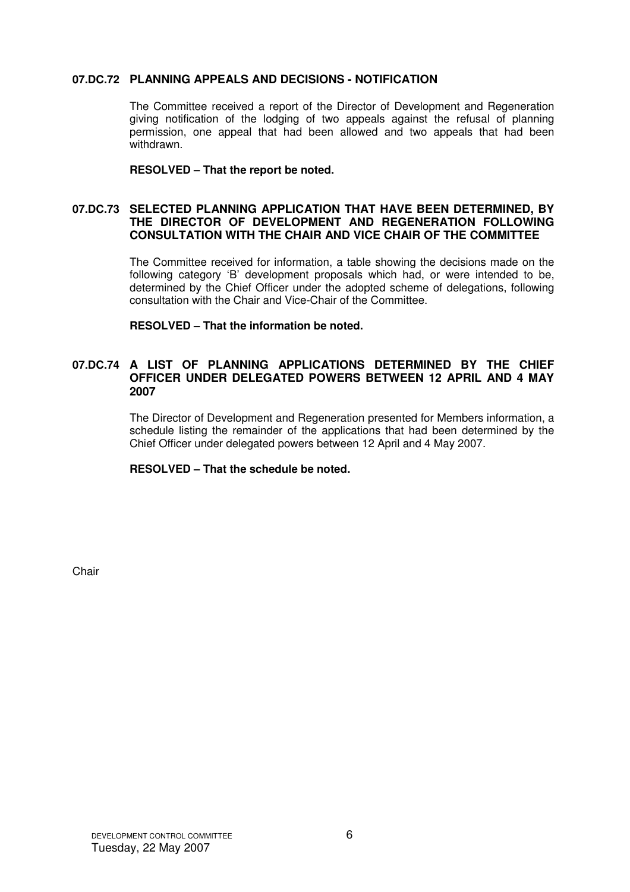**07.DC.72 PLANNING APPEALS AND DECISIONS - NOTIFICATION**

The Committee received a report of the Director of Development and Regeneration giving notification of the lodging of two appeals against the refusal of planning permission, one appeal that had been allowed and two appeals that had been withdrawn.

**RESOLVED – That the report be noted.**

**07.DC.73 SELECTED PLANNING APPLICATION THAT HAVE BEEN DETERMINED, BY THE DIRECTOR OF DEVELOPMENT AND REGENERATION FOLLOWING CONSULTATION WITH THE CHAIR AND VICE CHAIR OF THE COMMITTEE**

The Committee received for information, a table showing the decisions made on the following category 'B' development proposals which had, or were intended to be, determined by the Chief Officer under the adopted scheme of delegations, following consultation with the Chair and Vice-Chair of the Committee.

**RESOLVED – That the information be noted.**

**07.DC.74 A LIST OF PLANNING APPLICATIONS DETERMINED BY THE CHIEF OFFICER UNDER DELEGATED POWERS BETWEEN 12 APRIL AND 4 MAY 2007**

The Director of Development and Regeneration presented for Members information, a schedule listing the remainder of the applications that had been determined by the Chief Officer under delegated powers between 12 April and 4 May 2007.

**RESOLVED – That the schedule be noted.**

Chair